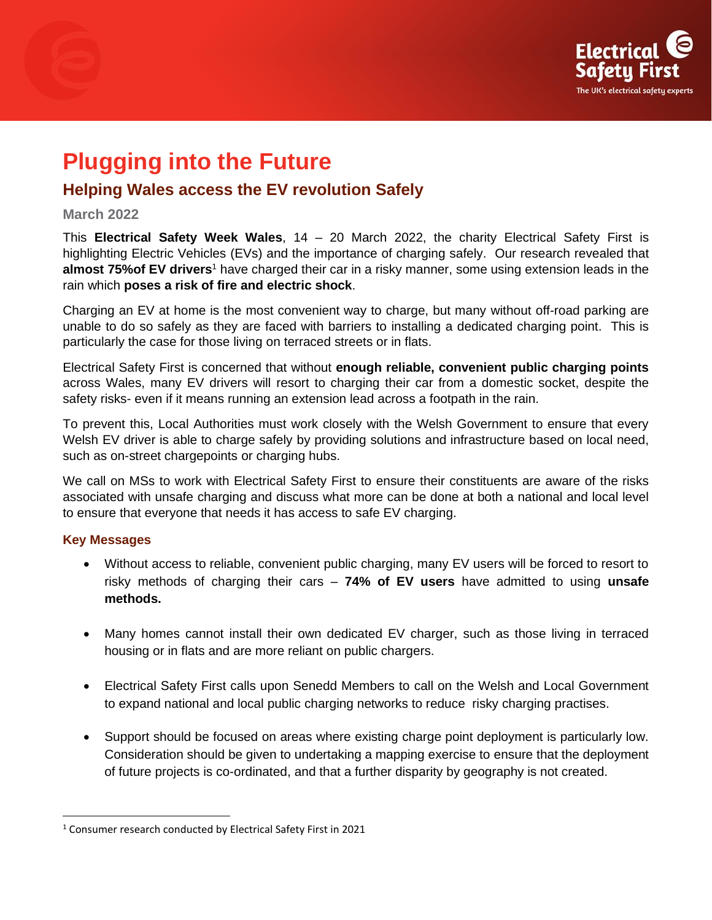# Plugging into the Future

## Helping Wales access the EV revolution Safely

**March 2022**

This **Electrical Safety Week Wales**, 14 – 20 March 2022, the charity Electrical Safety First is highlighting Electric Vehicles (EVs) and the importance of charging safely. Our research revealed that **almost 75%of EV drivers**[1] have charged their car in a risky manner, some using extension leads in the rain which **poses a risk of fire and electric shock**.

Charging an EV at home is the most convenient way to charge, but many without off-road parking are unable to do so safely as they are faced with barriers to installing a dedicated charging point. This is particularly the case for those living on terraced streets or in flats.

Electrical Safety First is concerned that without **enough reliable, convenient public charging points** across Wales, many EV drivers will resort to charging their car from a domestic socket, despite the safety risks- even if it means running an extension lead across a footpath in the rain.

To prevent this, Local Authorities must work closely with the Welsh Government to ensure that every Welsh EV driver is able to charge safely by providing solutions and infrastructure based on local need, such as on-street chargepoints or charging hubs.

We call on MSs to work with Electrical Safety First to ensure their constituents are aware of the risks associated with unsafe charging and discuss what more can be done at both a national and local level to ensure that everyone that needs it has access to safe EV charging.

### Key Messages

- Without access to reliable, convenient public charging, many EV users will be forced to resort to risky methods of charging their cars – **74% of EV users** have admitted to using **unsafe methods.**

- Many homes cannot install their own dedicated EV charger, such as those living in terraced housing or in flats and are more reliant on public chargers.

- Electrical Safety First calls upon Senedd Members to call on the Welsh and Local Government to expand national and local public charging networks to reduce risky charging practises.

- Support should be focused on areas where existing charge point deployment is particularly low. Consideration should be given to undertaking a mapping exercise to ensure that the deployment of future projects is co-ordinated, and that a further disparity by geography is not created.

---

[1] Consumer research conducted by Electrical Safety First in 2021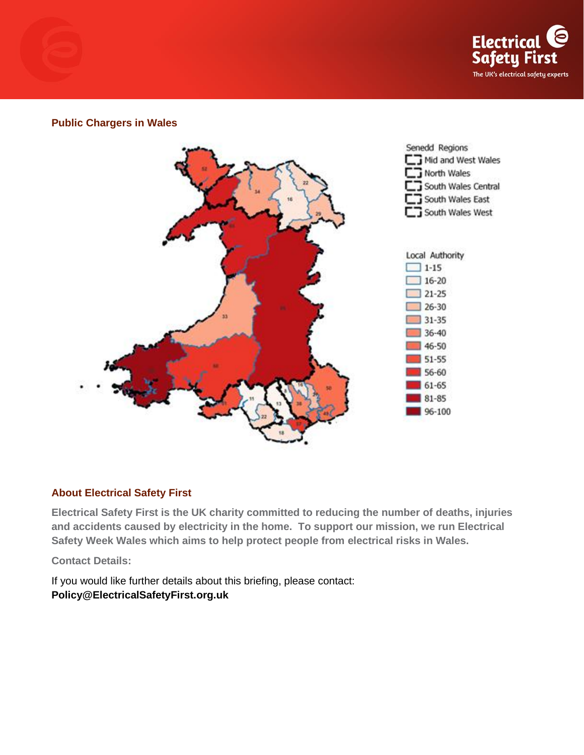## Public Chargers in Wales

Senedd Regions
Mid and West Wales
North Wales
South Wales Central
South Wales East
South Wales West

Local Authority
1-15
16-20
21-25
26-30
31-35
36-40
46-50
51-55
56-60
61-65
81-85
96-100

52
34
22
16
29
33
11
13
22
18
38
16
29
50
49
57

## About Electrical Safety First

**Electrical Safety First is the UK charity committed to reducing the number of deaths, injuries and accidents caused by electricity in the home. To support our mission, we run Electrical Safety Week Wales which aims to help protect people from electrical risks in Wales.**

**Contact Details:**

If you would like further details about this briefing, please contact:
**Policy@ElectricalSafetyFirst.org.uk**